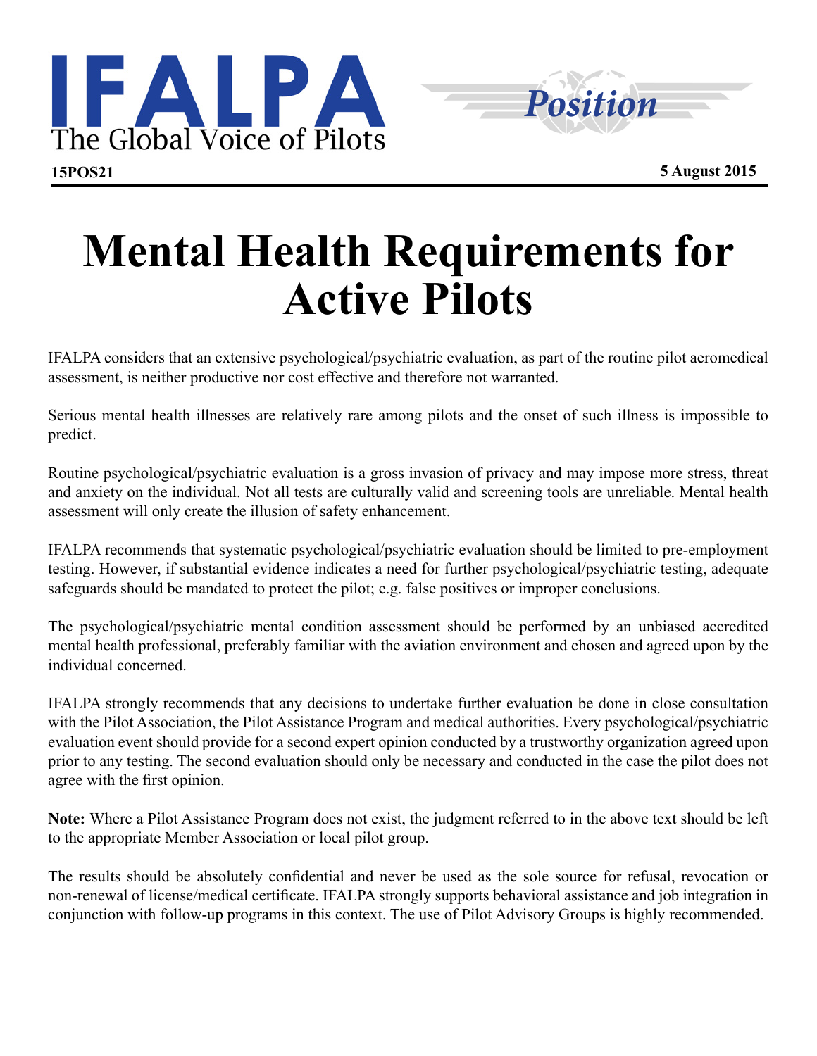IFALPA

The Global Voice of Pilots

*Position*

**15POS21** **5 August 2015**

# Mental Health Requirements for Active Pilots

IFALPA considers that an extensive psychological/psychiatric evaluation, as part of the routine pilot aeromedical assessment, is neither productive nor cost effective and therefore not warranted.

Serious mental health illnesses are relatively rare among pilots and the onset of such illness is impossible to predict.

Routine psychological/psychiatric evaluation is a gross invasion of privacy and may impose more stress, threat and anxiety on the individual. Not all tests are culturally valid and screening tools are unreliable. Mental health assessment will only create the illusion of safety enhancement.

IFALPA recommends that systematic psychological/psychiatric evaluation should be limited to pre-employment testing. However, if substantial evidence indicates a need for further psychological/psychiatric testing, adequate safeguards should be mandated to protect the pilot; e.g. false positives or improper conclusions.

The psychological/psychiatric mental condition assessment should be performed by an unbiased accredited mental health professional, preferably familiar with the aviation environment and chosen and agreed upon by the individual concerned.

IFALPA strongly recommends that any decisions to undertake further evaluation be done in close consultation with the Pilot Association, the Pilot Assistance Program and medical authorities. Every psychological/psychiatric evaluation event should provide for a second expert opinion conducted by a trustworthy organization agreed upon prior to any testing. The second evaluation should only be necessary and conducted in the case the pilot does not agree with the first opinion.

**Note:** Where a Pilot Assistance Program does not exist, the judgment referred to in the above text should be left to the appropriate Member Association or local pilot group.

The results should be absolutely confidential and never be used as the sole source for refusal, revocation or non-renewal of license/medical certificate. IFALPA strongly supports behavioral assistance and job integration in conjunction with follow-up programs in this context. The use of Pilot Advisory Groups is highly recommended.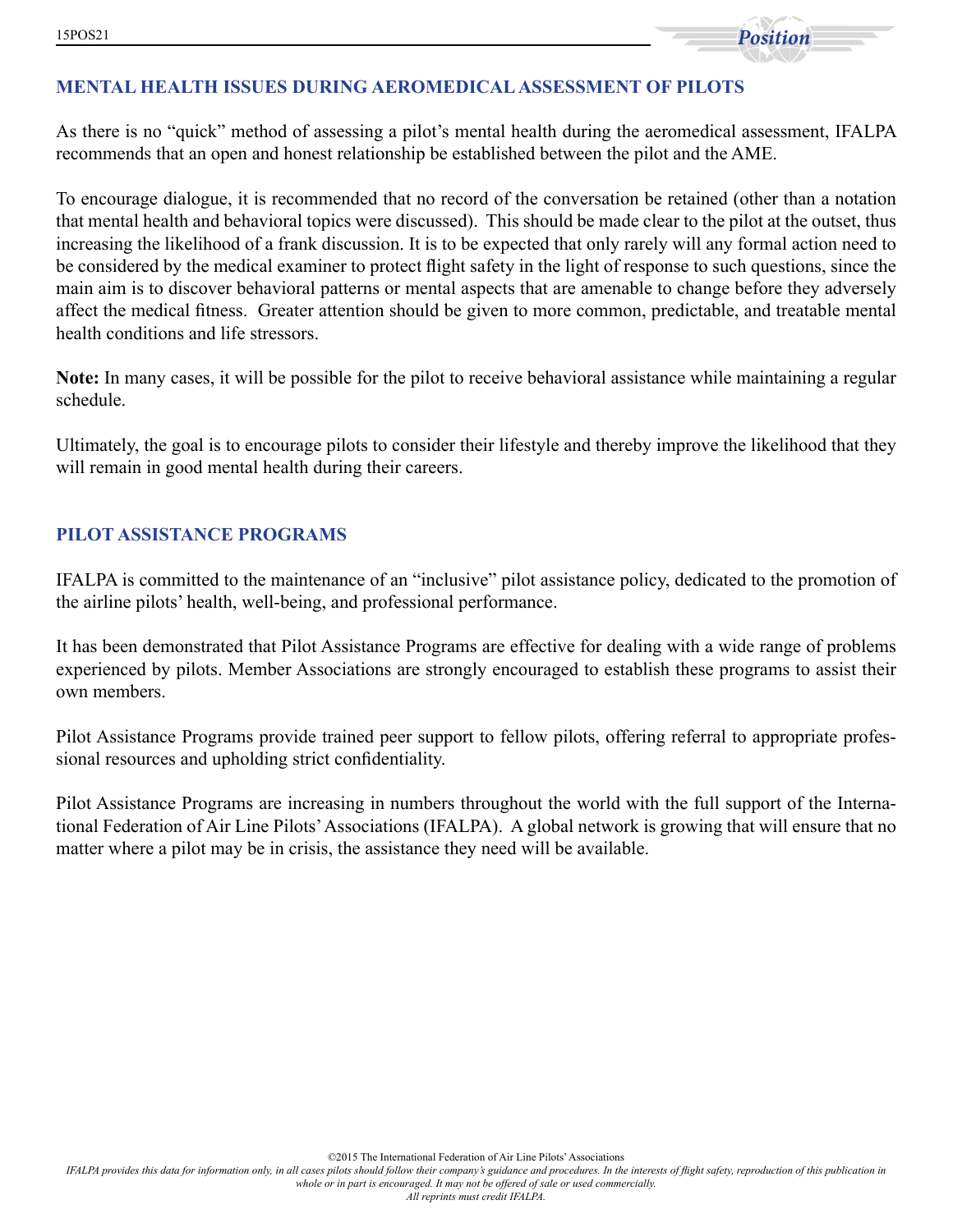## MENTAL HEALTH ISSUES DURING AEROMEDICAL ASSESSMENT OF PILOTS

As there is no "quick" method of assessing a pilot's mental health during the aeromedical assessment, IFALPA recommends that an open and honest relationship be established between the pilot and the AME.

To encourage dialogue, it is recommended that no record of the conversation be retained (other than a notation that mental health and behavioral topics were discussed). This should be made clear to the pilot at the outset, thus increasing the likelihood of a frank discussion. It is to be expected that only rarely will any formal action need to be considered by the medical examiner to protect flight safety in the light of response to such questions, since the main aim is to discover behavioral patterns or mental aspects that are amenable to change before they adversely affect the medical fitness. Greater attention should be given to more common, predictable, and treatable mental health conditions and life stressors.

**Note:** In many cases, it will be possible for the pilot to receive behavioral assistance while maintaining a regular schedule.

Ultimately, the goal is to encourage pilots to consider their lifestyle and thereby improve the likelihood that they will remain in good mental health during their careers.

## PILOT ASSISTANCE PROGRAMS

IFALPA is committed to the maintenance of an "inclusive" pilot assistance policy, dedicated to the promotion of the airline pilots' health, well-being, and professional performance.

It has been demonstrated that Pilot Assistance Programs are effective for dealing with a wide range of problems experienced by pilots. Member Associations are strongly encouraged to establish these programs to assist their own members.

Pilot Assistance Programs provide trained peer support to fellow pilots, offering referral to appropriate professional resources and upholding strict confidentiality.

Pilot Assistance Programs are increasing in numbers throughout the world with the full support of the International Federation of Air Line Pilots' Associations (IFALPA). A global network is growing that will ensure that no matter where a pilot may be in crisis, the assistance they need will be available.

©2015 The International Federation of Air Line Pilots' Associations

*IFALPA provides this data for information only, in all cases pilots should follow their company's guidance and procedures. In the interests of flight safety, reproduction of this publication in whole or in part is encouraged. It may not be offered of sale or used commercially. All reprints must credit IFALPA.*